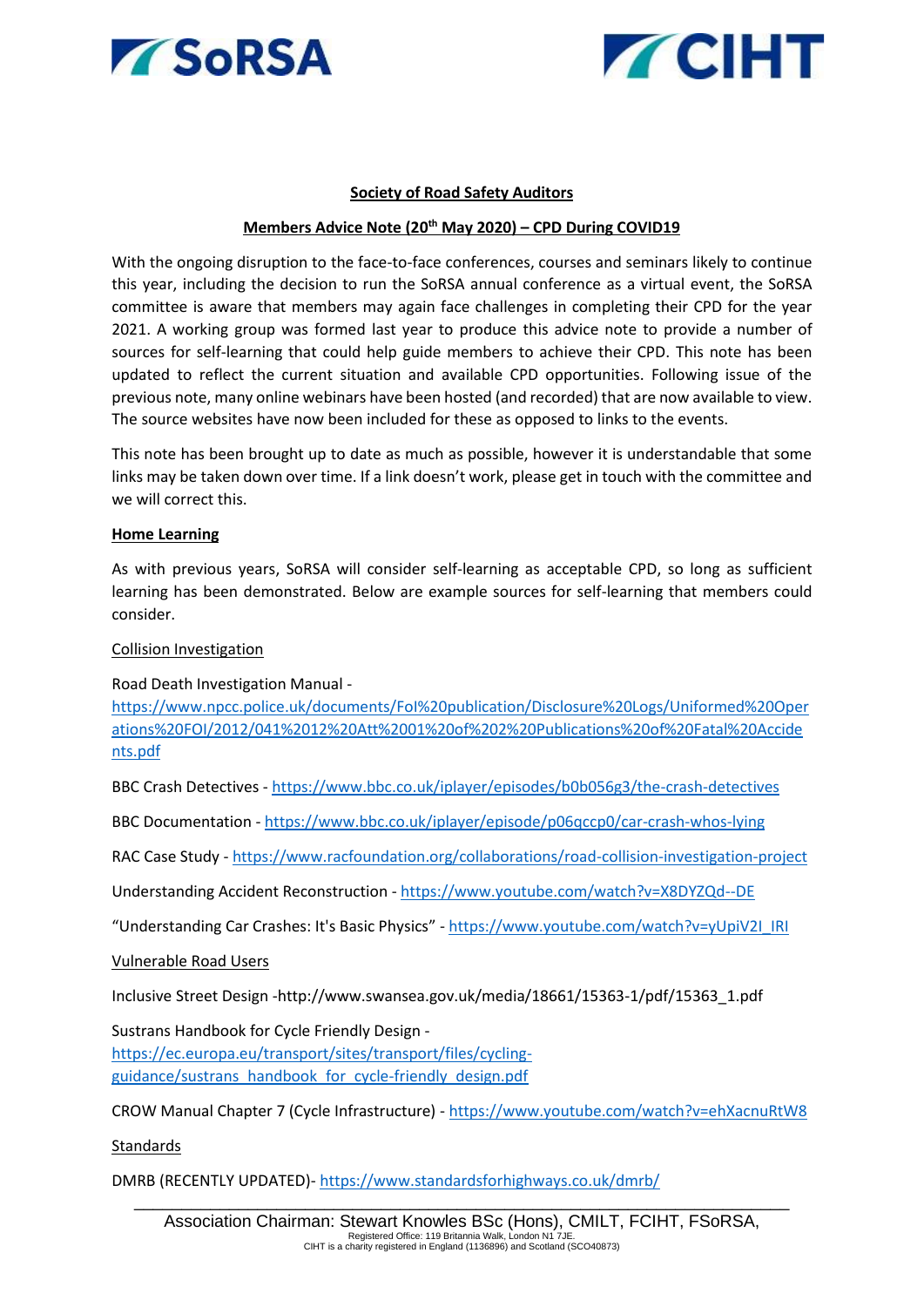**Society of Road Safety Auditors**

**Members Advice Note (20th May 2020) – CPD During COVID19**

With the ongoing disruption to the face-to-face conferences, courses and seminars likely to continue this year, including the decision to run the SoRSA annual conference as a virtual event, the SoRSA committee is aware that members may again face challenges in completing their CPD for the year 2021. A working group was formed last year to produce this advice note to provide a number of sources for self-learning that could help guide members to achieve their CPD. This note has been updated to reflect the current situation and available CPD opportunities. Following issue of the previous note, many online webinars have been hosted (and recorded) that are now available to view. The source websites have now been included for these as opposed to links to the events.

This note has been brought up to date as much as possible, however it is understandable that some links may be taken down over time. If a link doesn't work, please get in touch with the committee and we will correct this.

**Home Learning**

As with previous years, SoRSA will consider self-learning as acceptable CPD, so long as sufficient learning has been demonstrated. Below are example sources for self-learning that members could consider.

Collision Investigation

Road Death Investigation Manual - https://www.npcc.police.uk/documents/FoI%20publication/Disclosure%20Logs/Uniformed%20Operations%20FOI/2012/041%2012%20Att%2001%20of%202%20Publications%20of%20Fatal%20Accidents.pdf

BBC Crash Detectives - https://www.bbc.co.uk/iplayer/episodes/b0b056g3/the-crash-detectives

BBC Documentation - https://www.bbc.co.uk/iplayer/episode/p06qccp0/car-crash-whos-lying

RAC Case Study - https://www.racfoundation.org/collaborations/road-collision-investigation-project

Understanding Accident Reconstruction - https://www.youtube.com/watch?v=X8DYZQd--DE

"Understanding Car Crashes: It's Basic Physics" - https://www.youtube.com/watch?v=yUpiV2I_IRI

Vulnerable Road Users

Inclusive Street Design -http://www.swansea.gov.uk/media/18661/15363-1/pdf/15363_1.pdf

Sustrans Handbook for Cycle Friendly Design - https://ec.europa.eu/transport/sites/transport/files/cycling-guidance/sustrans_handbook_for_cycle-friendly_design.pdf

CROW Manual Chapter 7 (Cycle Infrastructure) - https://www.youtube.com/watch?v=ehXacnuRtW8

Standards

DMRB (RECENTLY UPDATED)- https://www.standardsforhighways.co.uk/dmrb/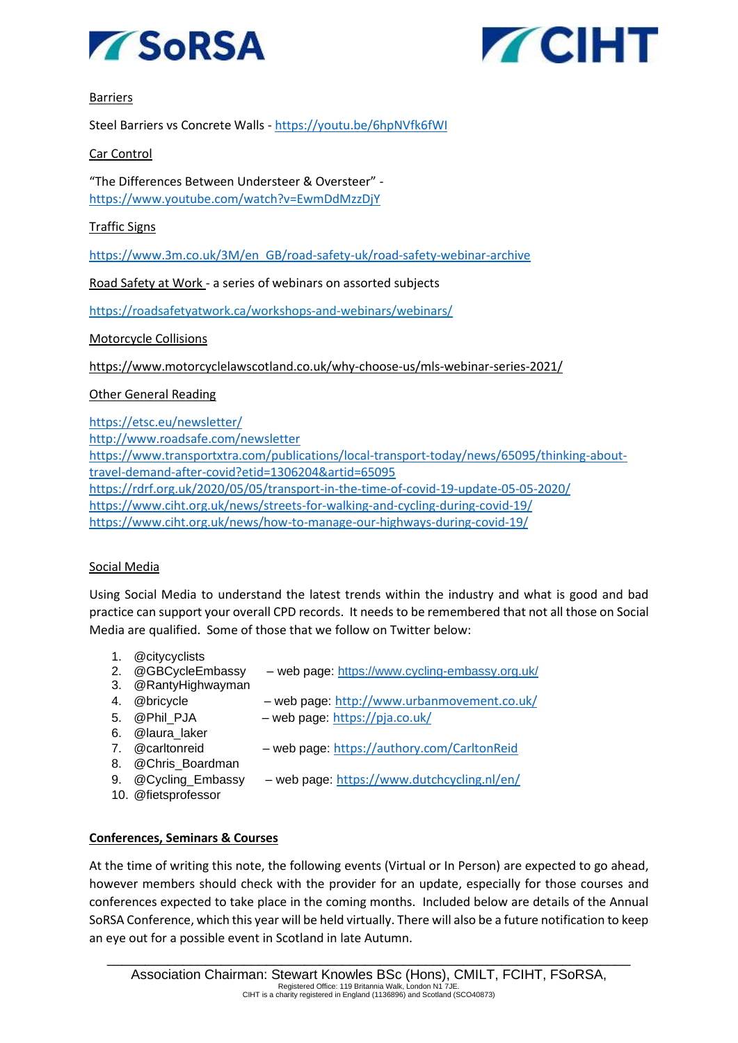Barriers

Steel Barriers vs Concrete Walls - https://youtu.be/6hpNVfk6fWI

Car Control

"The Differences Between Understeer & Oversteer" - https://www.youtube.com/watch?v=EwmDdMzzDjY

Traffic Signs

https://www.3m.co.uk/3M/en_GB/road-safety-uk/road-safety-webinar-archive

Road Safety at Work - a series of webinars on assorted subjects

https://roadsafetyatwork.ca/workshops-and-webinars/webinars/

Motorcycle Collisions

https://www.motorcyclelawscotland.co.uk/why-choose-us/mls-webinar-series-2021/

Other General Reading

https://etsc.eu/newsletter/
http://www.roadsafe.com/newsletter
https://www.transportxtra.com/publications/local-transport-today/news/65095/thinking-about-travel-demand-after-covid?etid=1306204&artid=65095
https://rdrf.org.uk/2020/05/05/transport-in-the-time-of-covid-19-update-05-05-2020/
https://www.ciht.org.uk/news/streets-for-walking-and-cycling-during-covid-19/
https://www.ciht.org.uk/news/how-to-manage-our-highways-during-covid-19/

Social Media

Using Social Media to understand the latest trends within the industry and what is good and bad practice can support your overall CPD records. It needs to be remembered that not all those on Social Media are qualified. Some of those that we follow on Twitter below:

1. @citycyclists
2. @GBCycleEmbassy – web page: https://www.cycling-embassy.org.uk/
3. @RantyHighwayman
4. @bricycle – web page: http://www.urbanmovement.co.uk/
5. @Phil_PJA – web page: https://pja.co.uk/
6. @laura_laker
7. @carltonreid – web page: https://authory.com/CarltonReid
8. @Chris_Boardman
9. @Cycling_Embassy – web page: https://www.dutchcycling.nl/en/
10. @fietsprofessor

**Conferences, Seminars & Courses**

At the time of writing this note, the following events (Virtual or In Person) are expected to go ahead, however members should check with the provider for an update, especially for those courses and conferences expected to take place in the coming months. Included below are details of the Annual SoRSA Conference, which this year will be held virtually. There will also be a future notification to keep an eye out for a possible event in Scotland in late Autumn.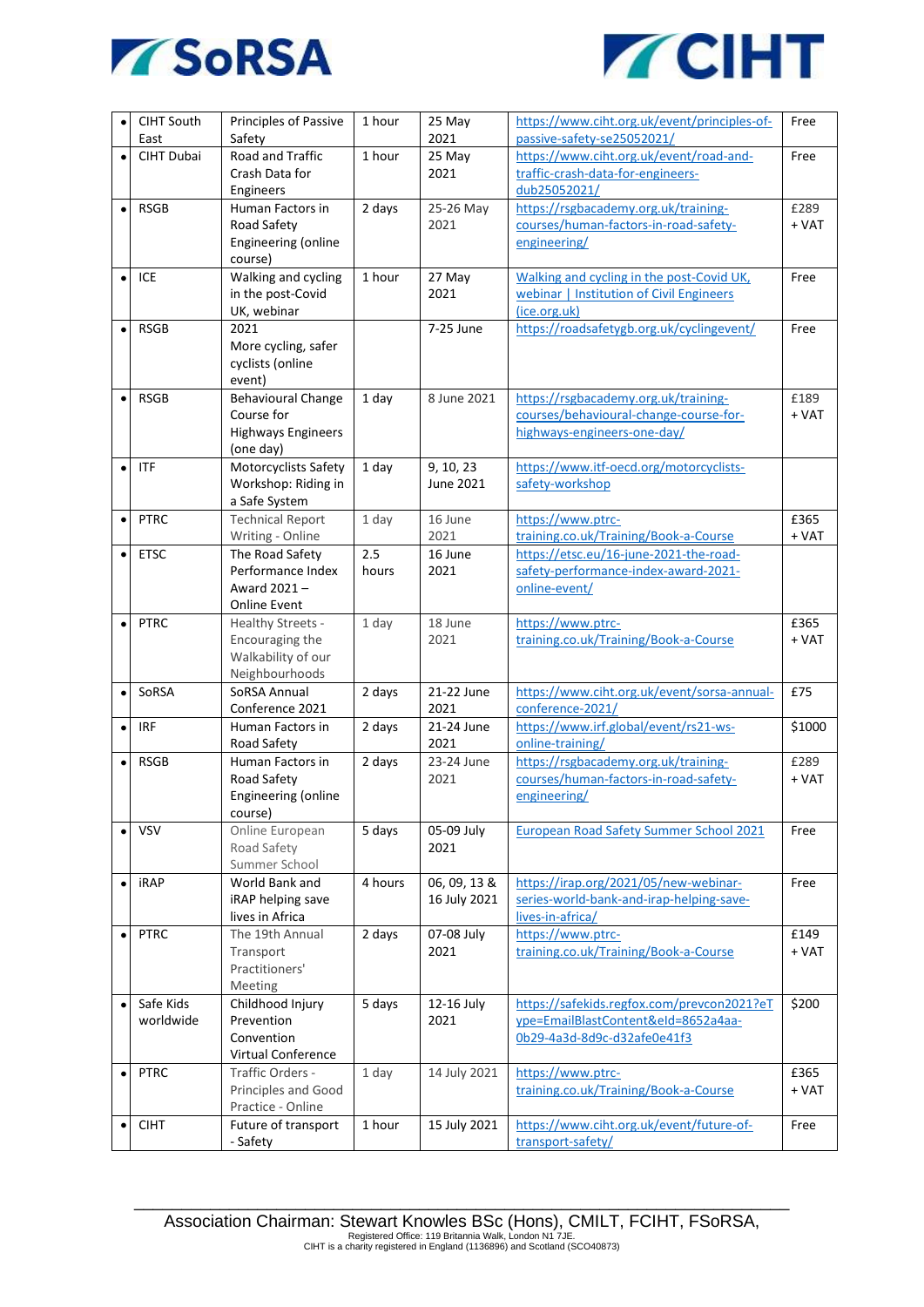| | | | | | |
|---|---|---|---|---|---|
| CIHT South East | Principles of Passive Safety | 1 hour | 25 May 2021 | https://www.ciht.org.uk/event/principles-of-passive-safety-se25052021/ | Free |
| CIHT Dubai | Road and Traffic Crash Data for Engineers | 1 hour | 25 May 2021 | https://www.ciht.org.uk/event/road-and-traffic-crash-data-for-engineers-dub25052021/ | Free |
| RSGB | Human Factors in Road Safety Engineering (online course) | 2 days | 25-26 May 2021 | https://rsgbacademy.org.uk/training-courses/human-factors-in-road-safety-engineering/ | £289 + VAT |
| ICE | Walking and cycling in the post-Covid UK, webinar | 1 hour | 27 May 2021 | Walking and cycling in the post-Covid UK, webinar \| Institution of Civil Engineers (ice.org.uk) | Free |
| RSGB | 2021 More cycling, safer cyclists (online event) | | 7-25 June | https://roadsafetygb.org.uk/cyclingevent/ | Free |
| RSGB | Behavioural Change Course for Highways Engineers (one day) | 1 day | 8 June 2021 | https://rsgbacademy.org.uk/training-courses/behavioural-change-course-for-highways-engineers-one-day/ | £189 + VAT |
| ITF | Motorcyclists Safety Workshop: Riding in a Safe System | 1 day | 9, 10, 23 June 2021 | https://www.itf-oecd.org/motorcyclists-safety-workshop | |
| PTRC | Technical Report Writing - Online | 1 day | 16 June 2021 | https://www.ptrc-training.co.uk/Training/Book-a-Course | £365 + VAT |
| ETSC | The Road Safety Performance Index Award 2021 – Online Event | 2.5 hours | 16 June 2021 | https://etsc.eu/16-june-2021-the-road-safety-performance-index-award-2021-online-event/ | |
| PTRC | Healthy Streets - Encouraging the Walkability of our Neighbourhoods | 1 day | 18 June 2021 | https://www.ptrc-training.co.uk/Training/Book-a-Course | £365 + VAT |
| SoRSA | SoRSA Annual Conference 2021 | 2 days | 21-22 June 2021 | https://www.ciht.org.uk/event/sorsa-annual-conference-2021/ | £75 |
| IRF | Human Factors in Road Safety | 2 days | 21-24 June 2021 | https://www.irf.global/event/rs21-ws-online-training/ | $1000 |
| RSGB | Human Factors in Road Safety Engineering (online course) | 2 days | 23-24 June 2021 | https://rsgbacademy.org.uk/training-courses/human-factors-in-road-safety-engineering/ | £289 + VAT |
| VSV | Online European Road Safety Summer School | 5 days | 05-09 July 2021 | European Road Safety Summer School 2021 | Free |
| iRAP | World Bank and iRAP helping save lives in Africa | 4 hours | 06, 09, 13 & 16 July 2021 | https://irap.org/2021/05/new-webinar-series-world-bank-and-irap-helping-save-lives-in-africa/ | Free |
| PTRC | The 19th Annual Transport Practitioners' Meeting | 2 days | 07-08 July 2021 | https://www.ptrc-training.co.uk/Training/Book-a-Course | £149 + VAT |
| Safe Kids worldwide | Childhood Injury Prevention Convention Virtual Conference | 5 days | 12-16 July 2021 | https://safekids.regfox.com/prevcon2021?eType=EmailBlastContent&eId=8652a4aa-0b29-4a3d-8d9c-d32afe0e41f3 | $200 |
| PTRC | Traffic Orders - Principles and Good Practice - Online | 1 day | 14 July 2021 | https://www.ptrc-training.co.uk/Training/Book-a-Course | £365 + VAT |
| CIHT | Future of transport - Safety | 1 hour | 15 July 2021 | https://www.ciht.org.uk/event/future-of-transport-safety/ | Free |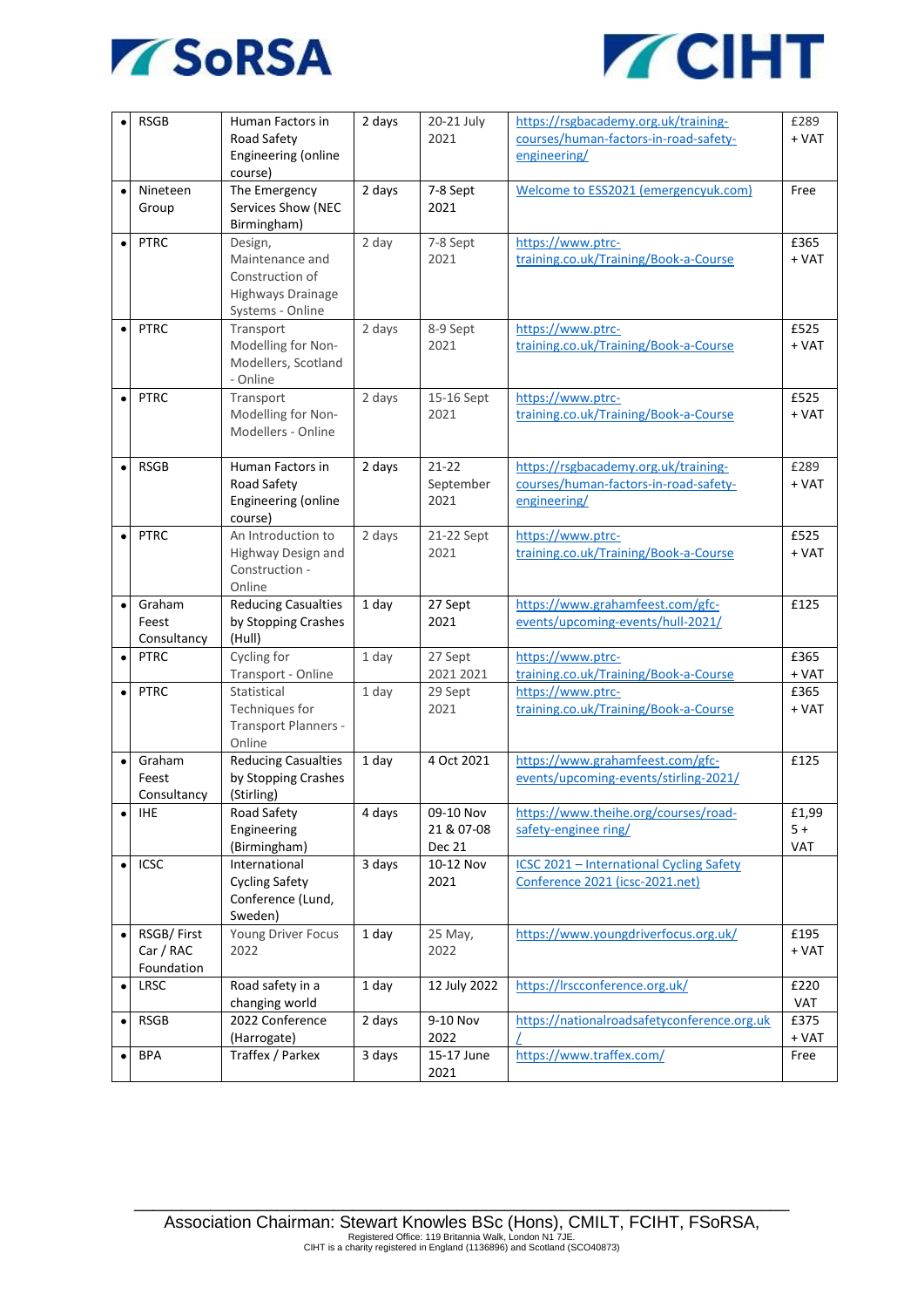| | | | | | |
|---|---|---|---|---|---|
| • RSGB | Human Factors in Road Safety Engineering (online course) | 2 days | 20-21 July 2021 | https://rsgbacademy.org.uk/training-courses/human-factors-in-road-safety-engineering/ | £289 + VAT |
| • Nineteen Group | The Emergency Services Show (NEC Birmingham) | 2 days | 7-8 Sept 2021 | Welcome to ESS2021 (emergencyuk.com) | Free |
| • PTRC | Design, Maintenance and Construction of Highways Drainage Systems - Online | 2 day | 7-8 Sept 2021 | https://www.ptrc-training.co.uk/Training/Book-a-Course | £365 + VAT |
| • PTRC | Transport Modelling for Non-Modellers, Scotland - Online | 2 days | 8-9 Sept 2021 | https://www.ptrc-training.co.uk/Training/Book-a-Course | £525 + VAT |
| • PTRC | Transport Modelling for Non-Modellers - Online | 2 days | 15-16 Sept 2021 | https://www.ptrc-training.co.uk/Training/Book-a-Course | £525 + VAT |
| • RSGB | Human Factors in Road Safety Engineering (online course) | 2 days | 21-22 September 2021 | https://rsgbacademy.org.uk/training-courses/human-factors-in-road-safety-engineering/ | £289 + VAT |
| • PTRC | An Introduction to Highway Design and Construction - Online | 2 days | 21-22 Sept 2021 | https://www.ptrc-training.co.uk/Training/Book-a-Course | £525 + VAT |
| • Graham Feest Consultancy | Reducing Casualties by Stopping Crashes (Hull) | 1 day | 27 Sept 2021 | https://www.grahamfeest.com/gfc-events/upcoming-events/hull-2021/ | £125 |
| • PTRC | Cycling for Transport - Online | 1 day | 27 Sept 2021 2021 | https://www.ptrc-training.co.uk/Training/Book-a-Course | £365 + VAT |
| • PTRC | Statistical Techniques for Transport Planners - Online | 1 day | 29 Sept 2021 | https://www.ptrc-training.co.uk/Training/Book-a-Course | £365 + VAT |
| • Graham Feest Consultancy | Reducing Casualties by Stopping Crashes (Stirling) | 1 day | 4 Oct 2021 | https://www.grahamfeest.com/gfc-events/upcoming-events/stirling-2021/ | £125 |
| • IHE | Road Safety Engineering (Birmingham) | 4 days | 09-10 Nov 21 & 07-08 Dec 21 | https://www.theihe.org/courses/road-safety-enginee ring/ | £1,995 + VAT |
| • ICSC | International Cycling Safety Conference (Lund, Sweden) | 3 days | 10-12 Nov 2021 | ICSC 2021 – International Cycling Safety Conference 2021 (icsc-2021.net) | |
| • RSGB/ First Car / RAC Foundation | Young Driver Focus 2022 | 1 day | 25 May, 2022 | https://www.youngdriverfocus.org.uk/ | £195 + VAT |
| • LRSC | Road safety in a changing world | 1 day | 12 July 2022 | https://lrscconference.org.uk/ | £220 VAT |
| • RSGB | 2022 Conference (Harrogate) | 2 days | 9-10 Nov 2022 | https://nationalroadsafetyconference.org.uk/ | £375 + VAT |
| • BPA | Traffex / Parkex | 3 days | 15-17 June 2021 | https://www.traffex.com/ | Free |

Association Chairman: Stewart Knowles BSc (Hons), CMILT, FCIHT, FSoRSA,
Registered Office: 119 Britannia Walk, London N1 7JE.
CIHT is a charity registered in England (1136896) and Scotland (SCO40873)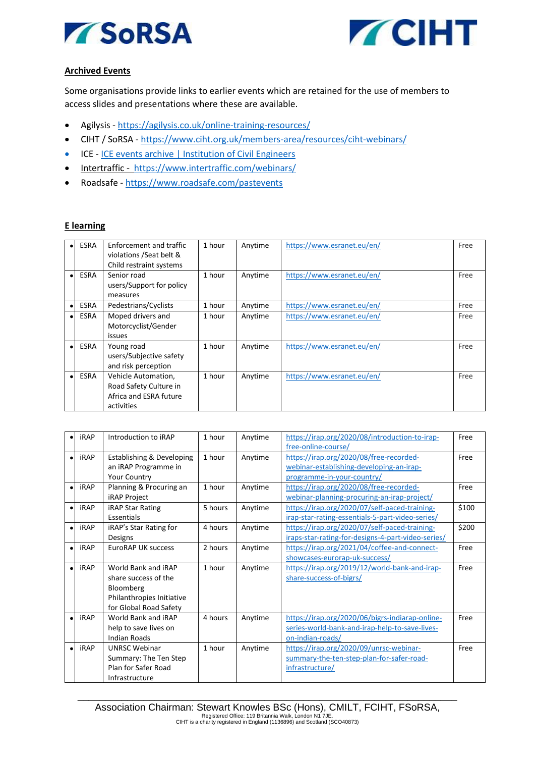**Archived Events**

Some organisations provide links to earlier events which are retained for the use of members to access slides and presentations where these are available.

- Agilysis - https://agilysis.co.uk/online-training-resources/
- CIHT / SoRSA - https://www.ciht.org.uk/members-area/resources/ciht-webinars/
- ICE - ICE events archive | Institution of Civil Engineers
- Intertraffic - https://www.intertraffic.com/webinars/
- Roadsafe - https://www.roadsafe.com/pastevents

**E learning**

| | | | | | | |
|---|---|---|---|---|---|---|
| • | ESRA | Enforcement and traffic violations /Seat belt & Child restraint systems | 1 hour | Anytime | https://www.esranet.eu/en/ | Free |
| • | ESRA | Senior road users/Support for policy measures | 1 hour | Anytime | https://www.esranet.eu/en/ | Free |
| • | ESRA | Pedestrians/Cyclists | 1 hour | Anytime | https://www.esranet.eu/en/ | Free |
| • | ESRA | Moped drivers and Motorcyclist/Gender issues | 1 hour | Anytime | https://www.esranet.eu/en/ | Free |
| • | ESRA | Young road users/Subjective safety and risk perception | 1 hour | Anytime | https://www.esranet.eu/en/ | Free |
| • | ESRA | Vehicle Automation, Road Safety Culture in Africa and ESRA future activities | 1 hour | Anytime | https://www.esranet.eu/en/ | Free |

| | | | | | | |
|---|---|---|---|---|---|---|
| • | iRAP | Introduction to iRAP | 1 hour | Anytime | https://irap.org/2020/08/introduction-to-irap-free-online-course/ | Free |
| • | iRAP | Establishing & Developing an iRAP Programme in Your Country | 1 hour | Anytime | https://irap.org/2020/08/free-recorded-webinar-establishing-developing-an-irap-programme-in-your-country/ | Free |
| • | iRAP | Planning & Procuring an iRAP Project | 1 hour | Anytime | https://irap.org/2020/08/free-recorded-webinar-planning-procuring-an-irap-project/ | Free |
| • | iRAP | iRAP Star Rating Essentials | 5 hours | Anytime | https://irap.org/2020/07/self-paced-training-irap-star-rating-essentials-5-part-video-series/ | $100 |
| • | iRAP | iRAP's Star Rating for Designs | 4 hours | Anytime | https://irap.org/2020/07/self-paced-training-iraps-star-rating-for-designs-4-part-video-series/ | $200 |
| • | iRAP | EuroRAP UK success | 2 hours | Anytime | https://irap.org/2021/04/coffee-and-connect-showcases-eurorap-uk-success/ | Free |
| • | iRAP | World Bank and iRAP share success of the Bloomberg Philanthropies Initiative for Global Road Safety | 1 hour | Anytime | https://irap.org/2019/12/world-bank-and-irap-share-success-of-bigrs/ | Free |
| • | iRAP | World Bank and iRAP help to save lives on Indian Roads | 4 hours | Anytime | https://irap.org/2020/06/bigrs-indiarap-online-series-world-bank-and-irap-help-to-save-lives-on-indian-roads/ | Free |
| • | iRAP | UNRSC Webinar Summary: The Ten Step Plan for Safer Road Infrastructure | 1 hour | Anytime | https://irap.org/2020/09/unrsc-webinar-summary-the-ten-step-plan-for-safer-road-infrastructure/ | Free |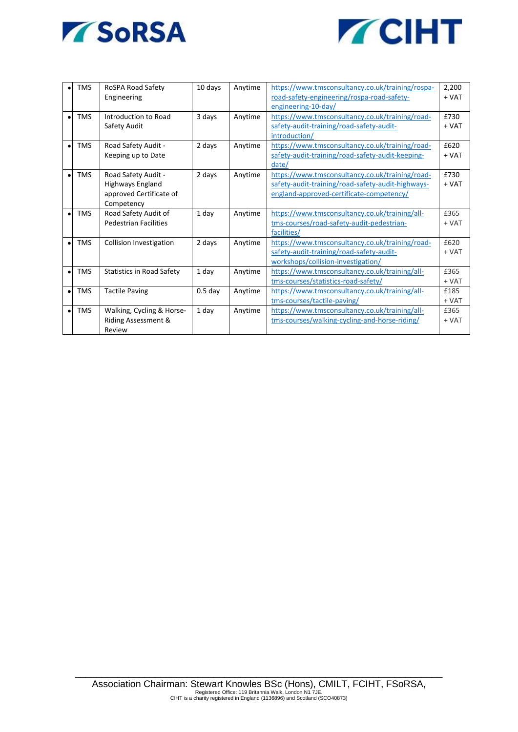| | | | | | | |
|---|---|---|---|---|---|---|
| • | TMS | RoSPA Road Safety Engineering | 10 days | Anytime | https://www.tmsconsultancy.co.uk/training/rospa-road-safety-engineering/rospa-road-safety-engineering-10-day/ | 2,200 + VAT |
| • | TMS | Introduction to Road Safety Audit | 3 days | Anytime | https://www.tmsconsultancy.co.uk/training/road-safety-audit-training/road-safety-audit-introduction/ | £730 + VAT |
| • | TMS | Road Safety Audit - Keeping up to Date | 2 days | Anytime | https://www.tmsconsultancy.co.uk/training/road-safety-audit-training/road-safety-audit-keeping-date/ | £620 + VAT |
| • | TMS | Road Safety Audit - Highways England approved Certificate of Competency | 2 days | Anytime | https://www.tmsconsultancy.co.uk/training/road-safety-audit-training/road-safety-audit-highways-england-approved-certificate-competency/ | £730 + VAT |
| • | TMS | Road Safety Audit of Pedestrian Facilities | 1 day | Anytime | https://www.tmsconsultancy.co.uk/training/all-tms-courses/road-safety-audit-pedestrian-facilities/ | £365 + VAT |
| • | TMS | Collision Investigation | 2 days | Anytime | https://www.tmsconsultancy.co.uk/training/road-safety-audit-training/road-safety-audit-workshops/collision-investigation/ | £620 + VAT |
| • | TMS | Statistics in Road Safety | 1 day | Anytime | https://www.tmsconsultancy.co.uk/training/all-tms-courses/statistics-road-safety/ | £365 + VAT |
| • | TMS | Tactile Paving | 0.5 day | Anytime | https://www.tmsconsultancy.co.uk/training/all-tms-courses/tactile-paving/ | £185 + VAT |
| • | TMS | Walking, Cycling & Horse-Riding Assessment & Review | 1 day | Anytime | https://www.tmsconsultancy.co.uk/training/all-tms-courses/walking-cycling-and-horse-riding/ | £365 + VAT |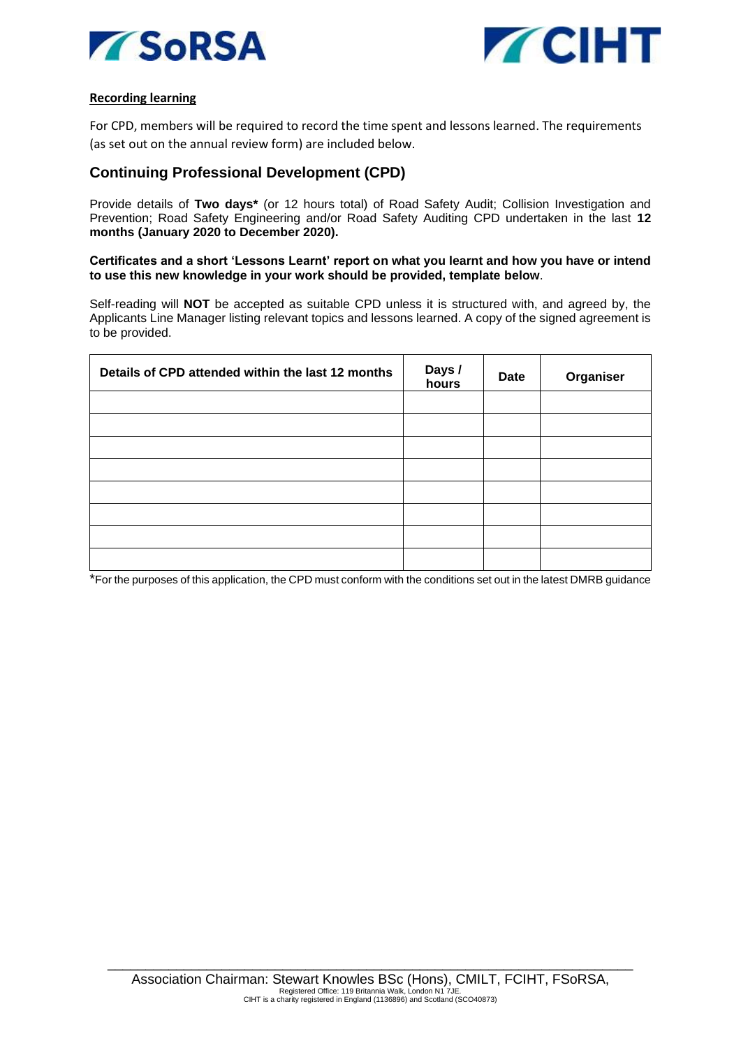**Recording learning**

For CPD, members will be required to record the time spent and lessons learned. The requirements (as set out on the annual review form) are included below.

## Continuing Professional Development (CPD)

Provide details of **Two days*** (or 12 hours total) of Road Safety Audit; Collision Investigation and Prevention; Road Safety Engineering and/or Road Safety Auditing CPD undertaken in the last **12 months (January 2020 to December 2020).**

**Certificates and a short 'Lessons Learnt' report on what you learnt and how you have or intend to use this new knowledge in your work should be provided, template below**.

Self-reading will **NOT** be accepted as suitable CPD unless it is structured with, and agreed by, the Applicants Line Manager listing relevant topics and lessons learned. A copy of the signed agreement is to be provided.

| Details of CPD attended within the last 12 months | Days / hours | Date | Organiser |
|---|---|---|---|
| | | | |
| | | | |
| | | | |
| | | | |
| | | | |
| | | | |
| | | | |
| | | | |

*For the purposes of this application, the CPD must conform with the conditions set out in the latest DMRB guidance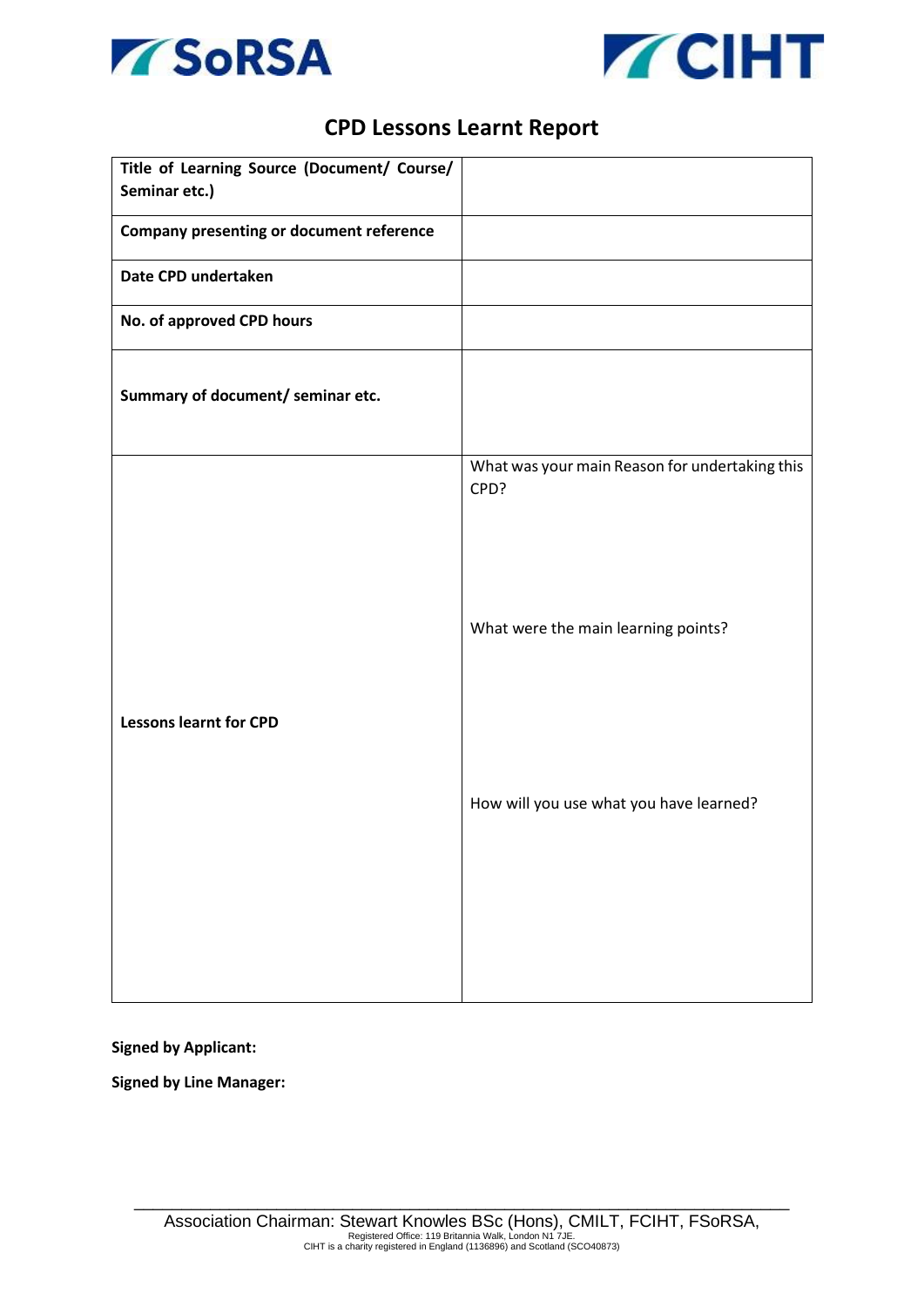# CPD Lessons Learnt Report

| | |
|---|---|
| **Title of Learning Source (Document/ Course/ Seminar etc.)** | |
| **Company presenting or document reference** | |
| **Date CPD undertaken** | |
| **No. of approved CPD hours** | |
| **Summary of document/ seminar etc.** | |
| **Lessons learnt for CPD** | What was your main Reason for undertaking this CPD?<br><br>What were the main learning points?<br><br>How will you use what you have learned? |

**Signed by Applicant:**

**Signed by Line Manager:**

Association Chairman: Stewart Knowles BSc (Hons), CMILT, FCIHT, FSoRSA,
Registered Office: 119 Britannia Walk, London N1 7JE.
CIHT is a charity registered in England (1136896) and Scotland (SCO40873)